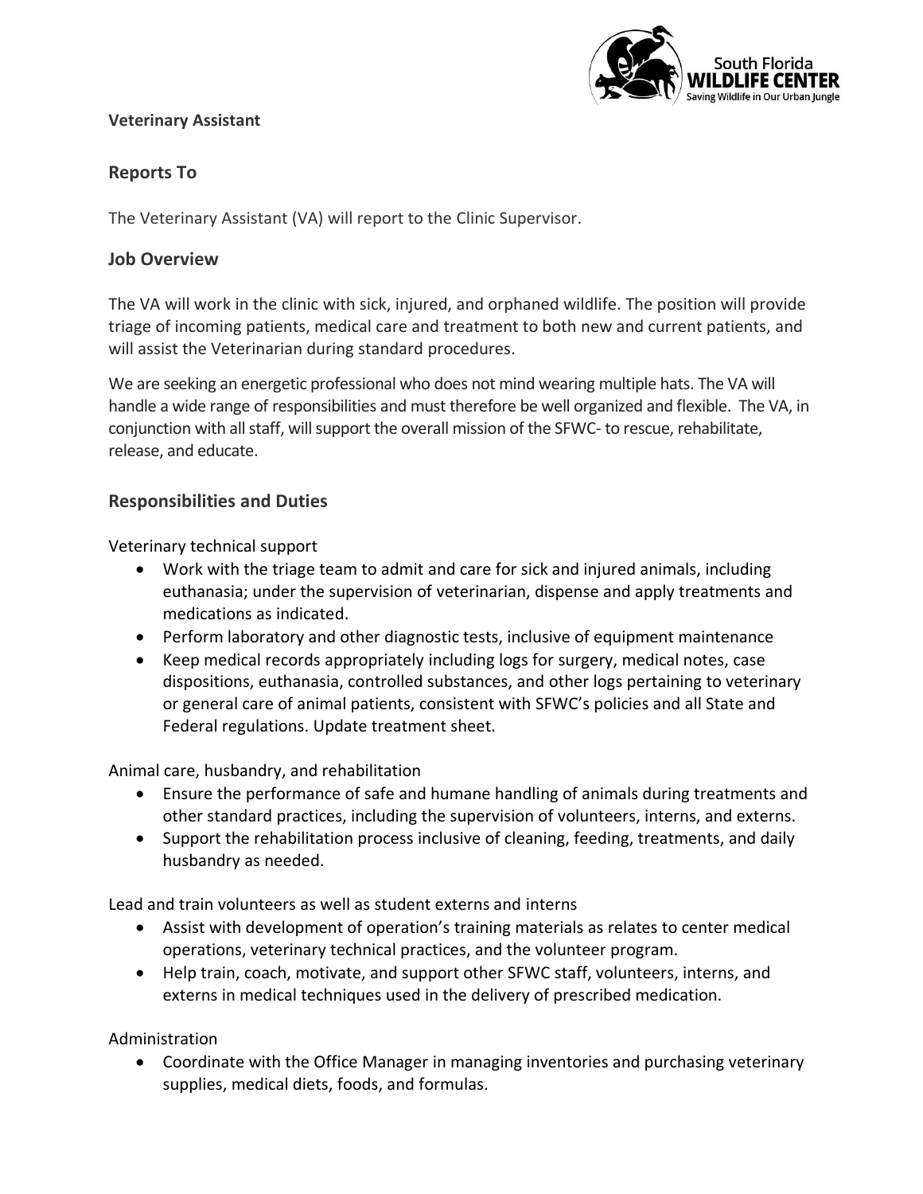**Veterinary Assistant**

## Reports To

The Veterinary Assistant (VA) will report to the Clinic Supervisor.

## Job Overview

The VA will work in the clinic with sick, injured, and orphaned wildlife. The position will provide triage of incoming patients, medical care and treatment to both new and current patients, and will assist the Veterinarian during standard procedures.

We are seeking an energetic professional who does not mind wearing multiple hats. The VA will handle a wide range of responsibilities and must therefore be well organized and flexible. The VA, in conjunction with all staff, will support the overall mission of the SFWC- to rescue, rehabilitate, release, and educate.

## Responsibilities and Duties

Veterinary technical support

- Work with the triage team to admit and care for sick and injured animals, including euthanasia; under the supervision of veterinarian, dispense and apply treatments and medications as indicated.
- Perform laboratory and other diagnostic tests, inclusive of equipment maintenance
- Keep medical records appropriately including logs for surgery, medical notes, case dispositions, euthanasia, controlled substances, and other logs pertaining to veterinary or general care of animal patients, consistent with SFWC's policies and all State and Federal regulations. Update treatment sheet.

Animal care, husbandry, and rehabilitation

- Ensure the performance of safe and humane handling of animals during treatments and other standard practices, including the supervision of volunteers, interns, and externs.
- Support the rehabilitation process inclusive of cleaning, feeding, treatments, and daily husbandry as needed.

Lead and train volunteers as well as student externs and interns

- Assist with development of operation's training materials as relates to center medical operations, veterinary technical practices, and the volunteer program.
- Help train, coach, motivate, and support other SFWC staff, volunteers, interns, and externs in medical techniques used in the delivery of prescribed medication.

Administration

- Coordinate with the Office Manager in managing inventories and purchasing veterinary supplies, medical diets, foods, and formulas.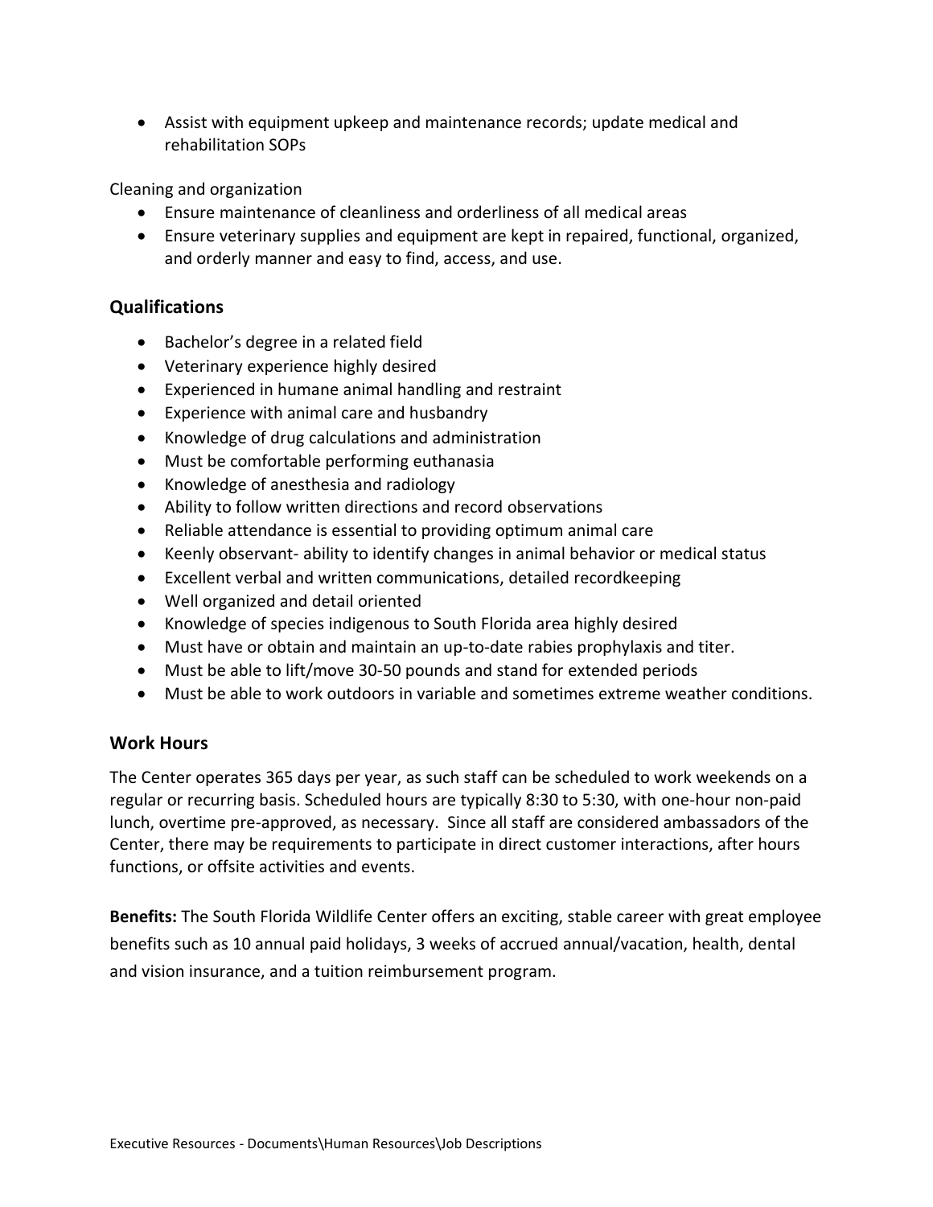- Assist with equipment upkeep and maintenance records; update medical and rehabilitation SOPs

Cleaning and organization

- Ensure maintenance of cleanliness and orderliness of all medical areas
- Ensure veterinary supplies and equipment are kept in repaired, functional, organized, and orderly manner and easy to find, access, and use.

## Qualifications

- Bachelor's degree in a related field
- Veterinary experience highly desired
- Experienced in humane animal handling and restraint
- Experience with animal care and husbandry
- Knowledge of drug calculations and administration
- Must be comfortable performing euthanasia
- Knowledge of anesthesia and radiology
- Ability to follow written directions and record observations
- Reliable attendance is essential to providing optimum animal care
- Keenly observant- ability to identify changes in animal behavior or medical status
- Excellent verbal and written communications, detailed recordkeeping
- Well organized and detail oriented
- Knowledge of species indigenous to South Florida area highly desired
- Must have or obtain and maintain an up-to-date rabies prophylaxis and titer.
- Must be able to lift/move 30-50 pounds and stand for extended periods
- Must be able to work outdoors in variable and sometimes extreme weather conditions.

## Work Hours

The Center operates 365 days per year, as such staff can be scheduled to work weekends on a regular or recurring basis. Scheduled hours are typically 8:30 to 5:30, with one-hour non-paid lunch, overtime pre-approved, as necessary. Since all staff are considered ambassadors of the Center, there may be requirements to participate in direct customer interactions, after hours functions, or offsite activities and events.

**Benefits:** The South Florida Wildlife Center offers an exciting, stable career with great employee benefits such as 10 annual paid holidays, 3 weeks of accrued annual/vacation, health, dental and vision insurance, and a tuition reimbursement program.